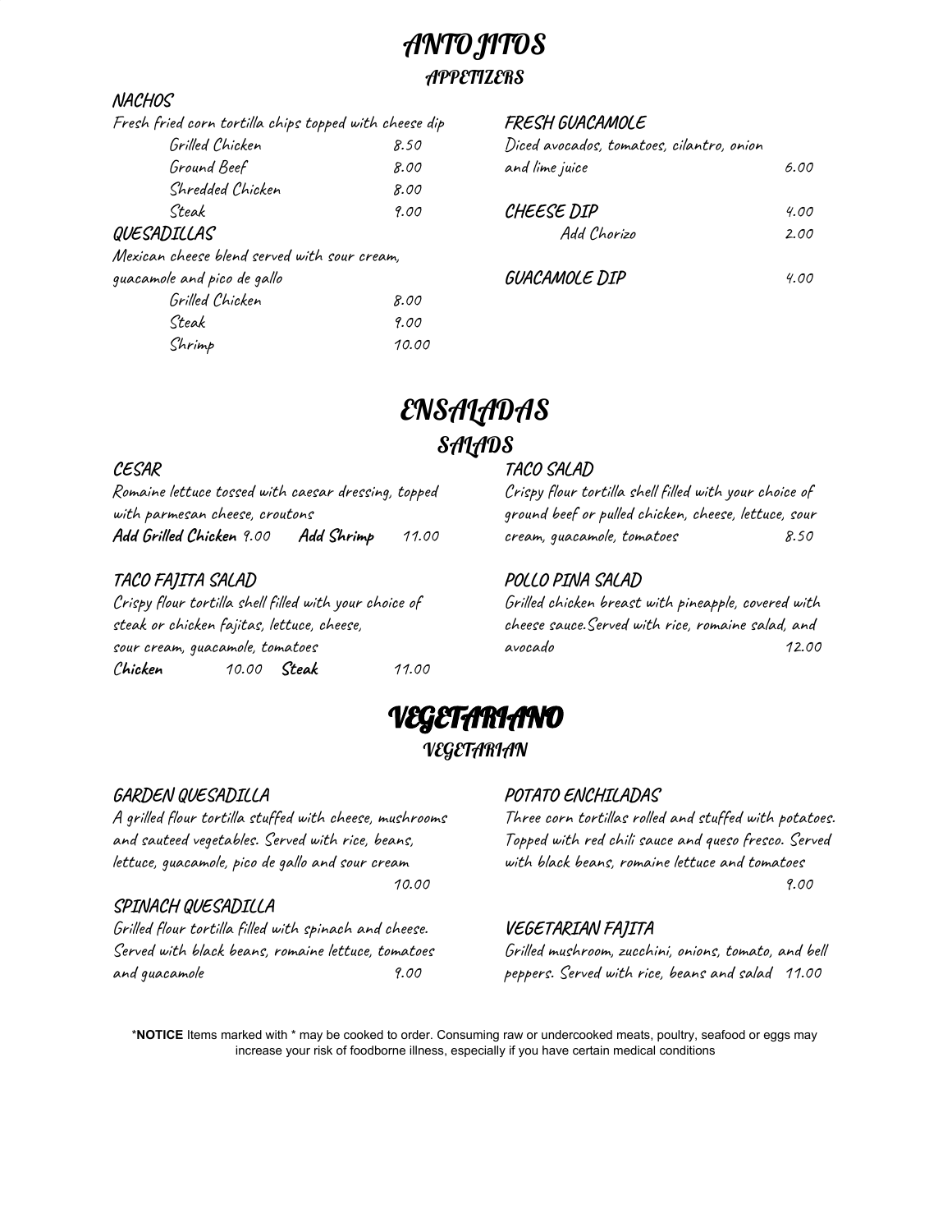# ANTOJITOS

## APPETIZERS

### NACHOS

Fresh fried corn tortilla chips topped with cheese dip

| | |
|---|---|
| Grilled Chicken | 8.50 |
| Ground Beef | 8.00 |
| Shredded Chicken | 8.00 |
| Steak | 9.00 |

### QUESADILLAS

Mexican cheese blend served with sour cream, guacamole and pico de gallo

| | |
|---|---|
| Grilled Chicken | 8.00 |
| Steak | 9.00 |
| Shrimp | 10.00 |

### FRESH GUACAMOLE

Diced avocados, tomatoes, cilantro, onion and lime juice 6.00

### CHEESE DIP 4.00

Add Chorizo 2.00

### GUACAMOLE DIP 4.00

# ENSALADAS

## SALADS

### CESAR

Romaine lettuce tossed with caesar dressing, topped with parmesan cheese, croutons

**Add Grilled Chicken** 9.00 **Add Shrimp** 11.00

### TACO FAJITA SALAD

Crispy flour tortilla shell filled with your choice of steak or chicken fajitas, lettuce, cheese, sour cream, guacamole, tomatoes

**Chicken** 10.00 **Steak** 11.00

### TACO SALAD

Crispy flour tortilla shell filled with your choice of ground beef or pulled chicken, cheese, lettuce, sour cream, guacamole, tomatoes 8.50

### POLLO PINA SALAD

Grilled chicken breast with pineapple, covered with cheese sauce.Served with rice, romaine salad, and avocado 12.00

# VEGETARIANO

## VEGETARIAN

### GARDEN QUESADILLA

A grilled flour tortilla stuffed with cheese, mushrooms and sauteed vegetables. Served with rice, beans, lettuce, guacamole, pico de gallo and sour cream 10.00

### SPINACH QUESADILLA

Grilled flour tortilla filled with spinach and cheese. Served with black beans, romaine lettuce, tomatoes and guacamole 9.00

### POTATO ENCHILADAS

Three corn tortillas rolled and stuffed with potatoes. Topped with red chili sauce and queso fresco. Served with black beans, romaine lettuce and tomatoes 9.00

### VEGETARIAN FAJITA

Grilled mushroom, zucchini, onions, tomato, and bell peppers. Served with rice, beans and salad 11.00

*__NOTICE__ Items marked with * may be cooked to order. Consuming raw or undercooked meats, poultry, seafood or eggs may increase your risk of foodborne illness, especially if you have certain medical conditions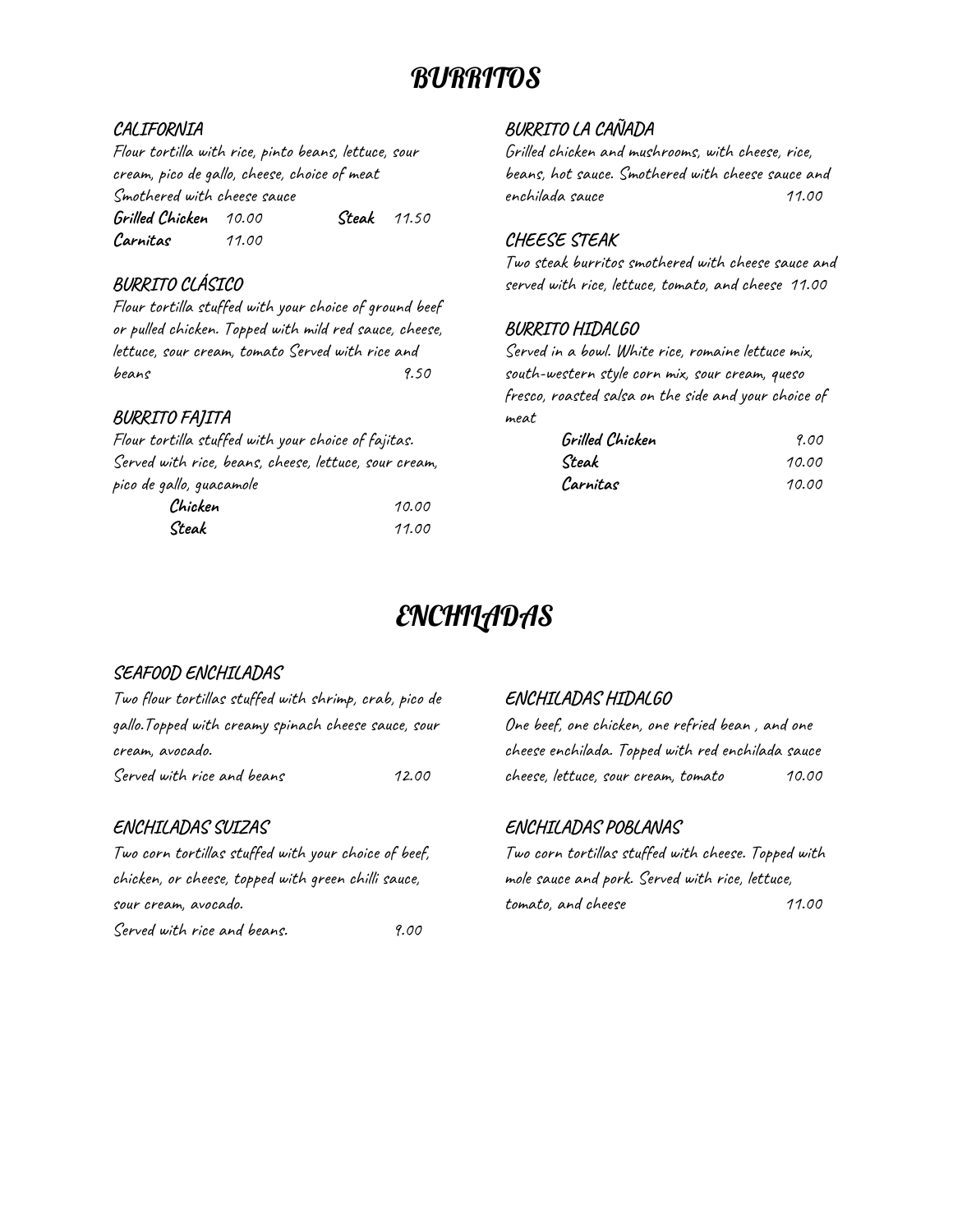# BURRITOS

### CALIFORNIA

*Flour tortilla with rice, pinto beans, lettuce, sour cream, pico de gallo, cheese, choice of meat Smothered with cheese sauce*

**Grilled Chicken** 10.00 **Steak** 11.50
**Carnitas** 11.00

### BURRITO CLÁSICO

*Flour tortilla stuffed with your choice of ground beef or pulled chicken. Topped with mild red sauce, cheese, lettuce, sour cream, tomato Served with rice and beans* 9.50

### BURRITO FAJITA

*Flour tortilla stuffed with your choice of fajitas. Served with rice, beans, cheese, lettuce, sour cream, pico de gallo, guacamole*

**Chicken** 10.00
**Steak** 11.00

### BURRITO LA CAÑADA

*Grilled chicken and mushrooms, with cheese, rice, beans, hot sauce. Smothered with cheese sauce and enchilada sauce* 11.00

### CHEESE STEAK

*Two steak burritos smothered with cheese sauce and served with rice, lettuce, tomato, and cheese* 11.00

### BURRITO HIDALGO

*Served in a bowl. White rice, romaine lettuce mix, south-western style corn mix, sour cream, queso fresco, roasted salsa on the side and your choice of meat*

**Grilled Chicken** 9.00
**Steak** 10.00
**Carnitas** 10.00

# ENCHILADAS

### SEAFOOD ENCHILADAS

*Two flour tortillas stuffed with shrimp, crab, pico de gallo.Topped with creamy spinach cheese sauce, sour cream, avocado.*
*Served with rice and beans* 12.00

### ENCHILADAS SUIZAS

*Two corn tortillas stuffed with your choice of beef, chicken, or cheese, topped with green chilli sauce, sour cream, avocado.*
*Served with rice and beans.* 9.00

### ENCHILADAS HIDALGO

*One beef, one chicken, one refried bean , and one cheese enchilada. Topped with red enchilada sauce cheese, lettuce, sour cream, tomato* 10.00

### ENCHILADAS POBLANAS

*Two corn tortillas stuffed with cheese. Topped with mole sauce and pork. Served with rice, lettuce, tomato, and cheese* 11.00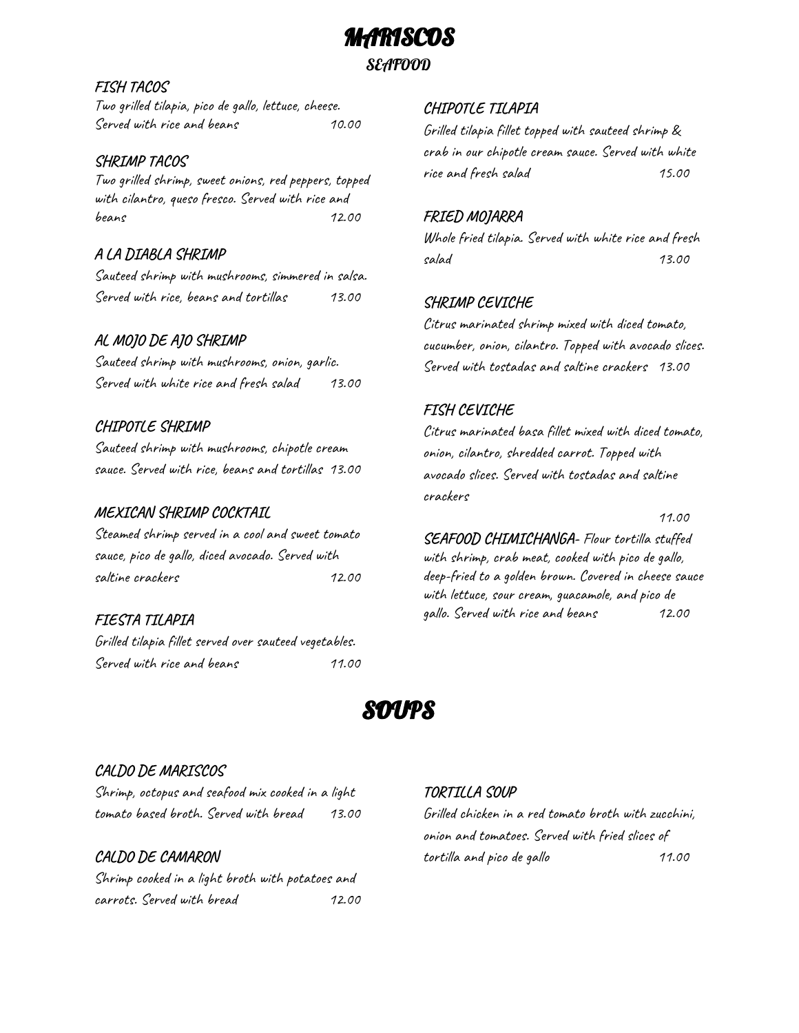# MARISCOS

## SEAFOOD

### FISH TACOS

Two grilled tilapia, pico de gallo, lettuce, cheese. Served with rice and beans 10.00

### SHRIMP TACOS

Two grilled shrimp, sweet onions, red peppers, topped with cilantro, queso fresco. Served with rice and beans 12.00

### A LA DIABLA SHRIMP

Sauteed shrimp with mushrooms, simmered in salsa. Served with rice, beans and tortillas 13.00

### AL MOJO DE AJO SHRIMP

Sauteed shrimp with mushrooms, onion, garlic. Served with white rice and fresh salad 13.00

### CHIPOTLE SHRIMP

Sauteed shrimp with mushrooms, chipotle cream sauce. Served with rice, beans and tortillas 13.00

### MEXICAN SHRIMP COCKTAIL

Steamed shrimp served in a cool and sweet tomato sauce, pico de gallo, diced avocado. Served with saltine crackers 12.00

### FIESTA TILAPIA

Grilled tilapia fillet served over sauteed vegetables. Served with rice and beans 11.00

### CHIPOTLE TILAPIA

Grilled tilapia fillet topped with sauteed shrimp & crab in our chipotle cream sauce. Served with white rice and fresh salad 15.00

### FRIED MOJARRA

Whole fried tilapia. Served with white rice and fresh salad 13.00

### SHRIMP CEVICHE

Citrus marinated shrimp mixed with diced tomato, cucumber, onion, cilantro. Topped with avocado slices. Served with tostadas and saltine crackers 13.00

### FISH CEVICHE

Citrus marinated basa fillet mixed with diced tomato, onion, cilantro, shredded carrot. Topped with avocado slices. Served with tostadas and saltine crackers 11.00

**SEAFOOD CHIMICHANGA**- Flour tortilla stuffed with shrimp, crab meat, cooked with pico de gallo, deep-fried to a golden brown. Covered in cheese sauce with lettuce, sour cream, guacamole, and pico de gallo. Served with rice and beans 12.00

# SOUPS

### CALDO DE MARISCOS

Shrimp, octopus and seafood mix cooked in a light tomato based broth. Served with bread 13.00

### CALDO DE CAMARON

Shrimp cooked in a light broth with potatoes and carrots. Served with bread 12.00

### TORTILLA SOUP

Grilled chicken in a red tomato broth with zucchini, onion and tomatoes. Served with fried slices of tortilla and pico de gallo 11.00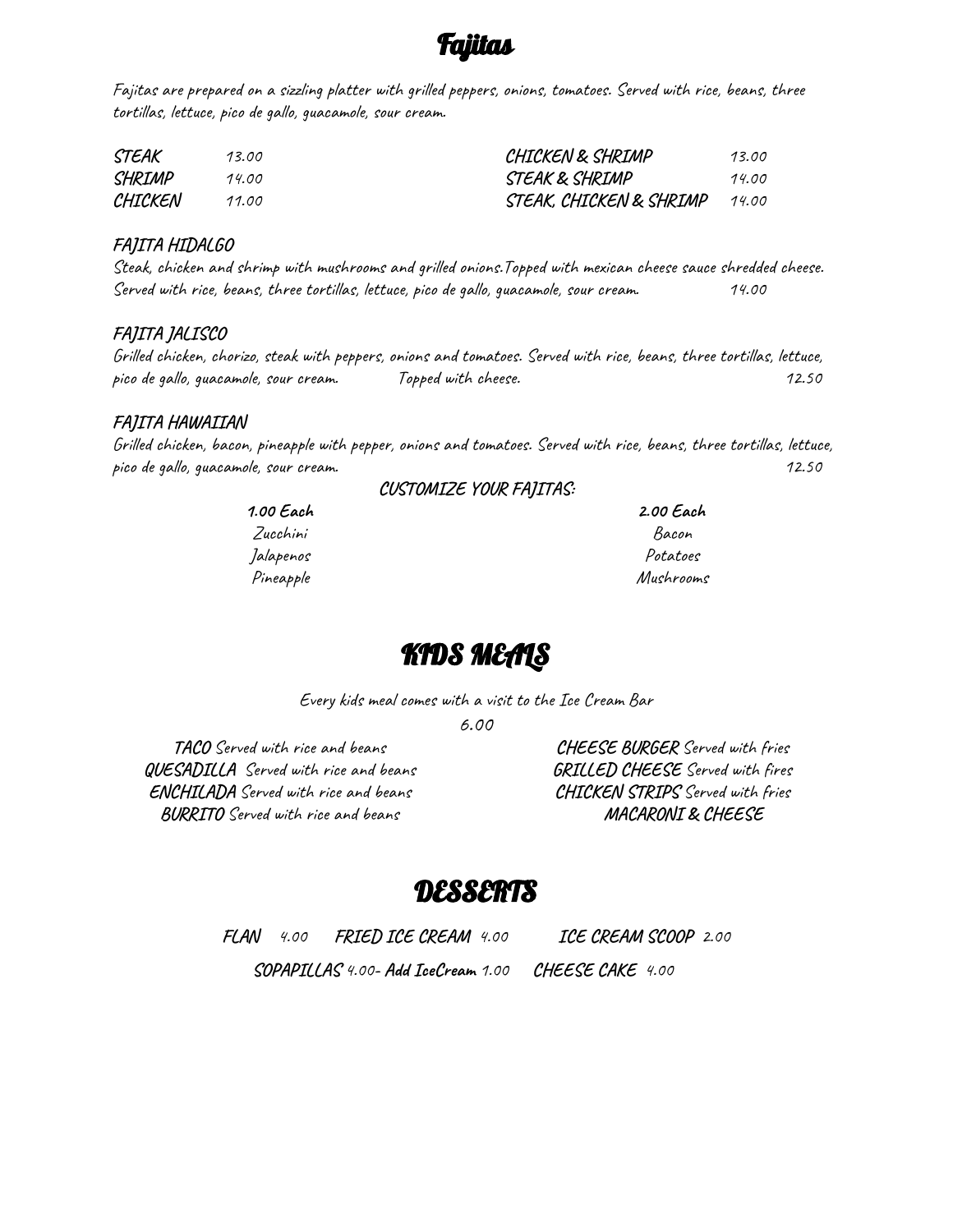# Fajitas

*Fajitas are prepared on a sizzling platter with grilled peppers, onions, tomatoes. Served with rice, beans, three tortillas, lettuce, pico de gallo, guacamole, sour cream.*

| | | | |
|---|---|---|---|
| STEAK | 13.00 | CHICKEN & SHRIMP | 13.00 |
| SHRIMP | 14.00 | STEAK & SHRIMP | 14.00 |
| CHICKEN | 11.00 | STEAK, CHICKEN & SHRIMP | 14.00 |

### FAJITA HIDALGO

Steak, chicken and shrimp with mushrooms and grilled onions.Topped with mexican cheese sauce shredded cheese. Served with rice, beans, three tortillas, lettuce, pico de gallo, guacamole, sour cream. 14.00

### FAJITA JALISCO

Grilled chicken, chorizo, steak with peppers, onions and tomatoes. Served with rice, beans, three tortillas, lettuce, pico de gallo, guacamole, sour cream. Topped with cheese. 12.50

### FAJITA HAWAIIAN

Grilled chicken, bacon, pineapple with pepper, onions and tomatoes. Served with rice, beans, three tortillas, lettuce, pico de gallo, guacamole, sour cream. 12.50

### CUSTOMIZE YOUR FAJITAS:

| **1.00 Each** | **2.00 Each** |
|---|---|
| Zucchini | Bacon |
| Jalapenos | Potatoes |
| Pineapple | Mushrooms |

# KIDS MEALS

Every kids meal comes with a visit to the Ice Cream Bar

6.00

**TACO** Served with rice and beans
**QUESADILLA** Served with rice and beans
**ENCHILADA** Served with rice and beans
**BURRITO** Served with rice and beans
**CHEESE BURGER** Served with fries
**GRILLED CHEESE** Served with fires
**CHICKEN STRIPS** Served with fries
**MACARONI & CHEESE**

# DESSERTS

**FLAN** 4.00 **FRIED ICE CREAM** 4.00 **ICE CREAM SCOOP** 2.00

**SOPAPILLAS** 4.00- **Add IceCream** 1.00 **CHEESE CAKE** 4.00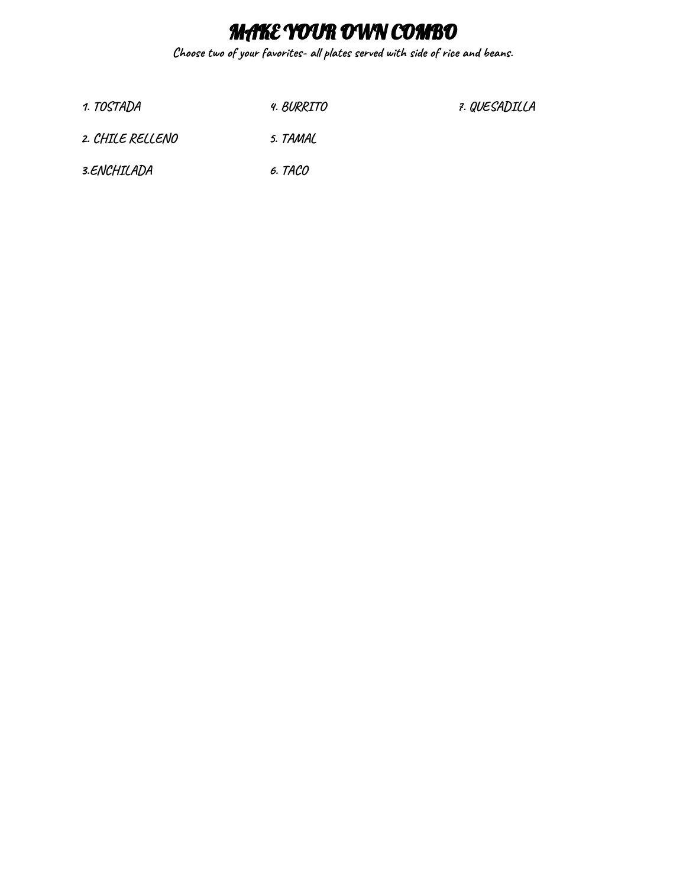# MAKE YOUR OWN COMBO

**Choose two of your favorites- all plates served with side of rice and beans.**

1. TOSTADA
2. CHILE RELLENO
3. ENCHILADA
4. BURRITO
5. TAMAL
6. TACO
7. QUESADILLA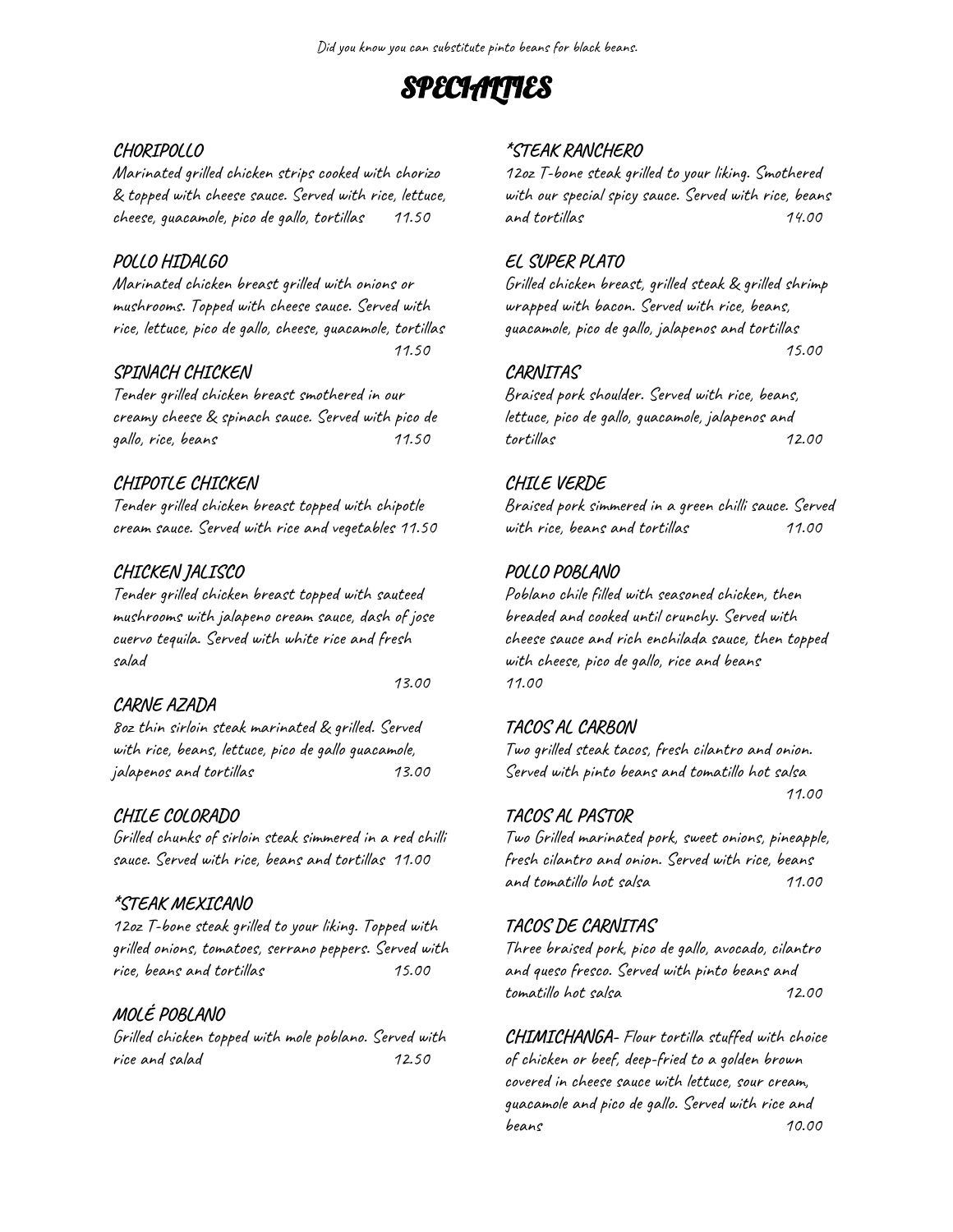Did you know you can substitute pinto beans for black beans.

# SPECIALTIES

### CHORIPOLLO

Marinated grilled chicken strips cooked with chorizo & topped with cheese sauce. Served with rice, lettuce, cheese, guacamole, pico de gallo, tortillas 11.50

### POLLO HIDALGO

Marinated chicken breast grilled with onions or mushrooms. Topped with cheese sauce. Served with rice, lettuce, pico de gallo, cheese, guacamole, tortillas 11.50

### SPINACH CHICKEN

Tender grilled chicken breast smothered in our creamy cheese & spinach sauce. Served with pico de gallo, rice, beans 11.50

### CHIPOTLE CHICKEN

Tender grilled chicken breast topped with chipotle cream sauce. Served with rice and vegetables 11.50

### CHICKEN JALISCO

Tender grilled chicken breast topped with sauteed mushrooms with jalapeno cream sauce, dash of jose cuervo tequila. Served with white rice and fresh salad 13.00

### CARNE AZADA

8oz thin sirloin steak marinated & grilled. Served with rice, beans, lettuce, pico de gallo guacamole, jalapenos and tortillas 13.00

### CHILE COLORADO

Grilled chunks of sirloin steak simmered in a red chilli sauce. Served with rice, beans and tortillas 11.00

### *STEAK MEXICANO

12oz T-bone steak grilled to your liking. Topped with grilled onions, tomatoes, serrano peppers. Served with rice, beans and tortillas 15.00

### MOLÉ POBLANO

Grilled chicken topped with mole poblano. Served with rice and salad 12.50

### *STEAK RANCHERO

12oz T-bone steak grilled to your liking. Smothered with our special spicy sauce. Served with rice, beans and tortillas 14.00

### EL SUPER PLATO

Grilled chicken breast, grilled steak & grilled shrimp wrapped with bacon. Served with rice, beans, guacamole, pico de gallo, jalapenos and tortillas 15.00

### CARNITAS

Braised pork shoulder. Served with rice, beans, lettuce, pico de gallo, guacamole, jalapenos and tortillas 12.00

### CHILE VERDE

Braised pork simmered in a green chilli sauce. Served with rice, beans and tortillas 11.00

### POLLO POBLANO

Poblano chile filled with seasoned chicken, then breaded and cooked until crunchy. Served with cheese sauce and rich enchilada sauce, then topped with cheese, pico de gallo, rice and beans 11.00

### TACOS AL CARBON

Two grilled steak tacos, fresh cilantro and onion. Served with pinto beans and tomatillo hot salsa 11.00

### TACOS AL PASTOR

Two Grilled marinated pork, sweet onions, pineapple, fresh cilantro and onion. Served with rice, beans and tomatillo hot salsa 11.00

### TACOS DE CARNITAS

Three braised pork, pico de gallo, avocado, cilantro and queso fresco. Served with pinto beans and tomatillo hot salsa 12.00

**CHIMICHANGA**- Flour tortilla stuffed with choice of chicken or beef, deep-fried to a golden brown covered in cheese sauce with lettuce, sour cream, guacamole and pico de gallo. Served with rice and beans 10.00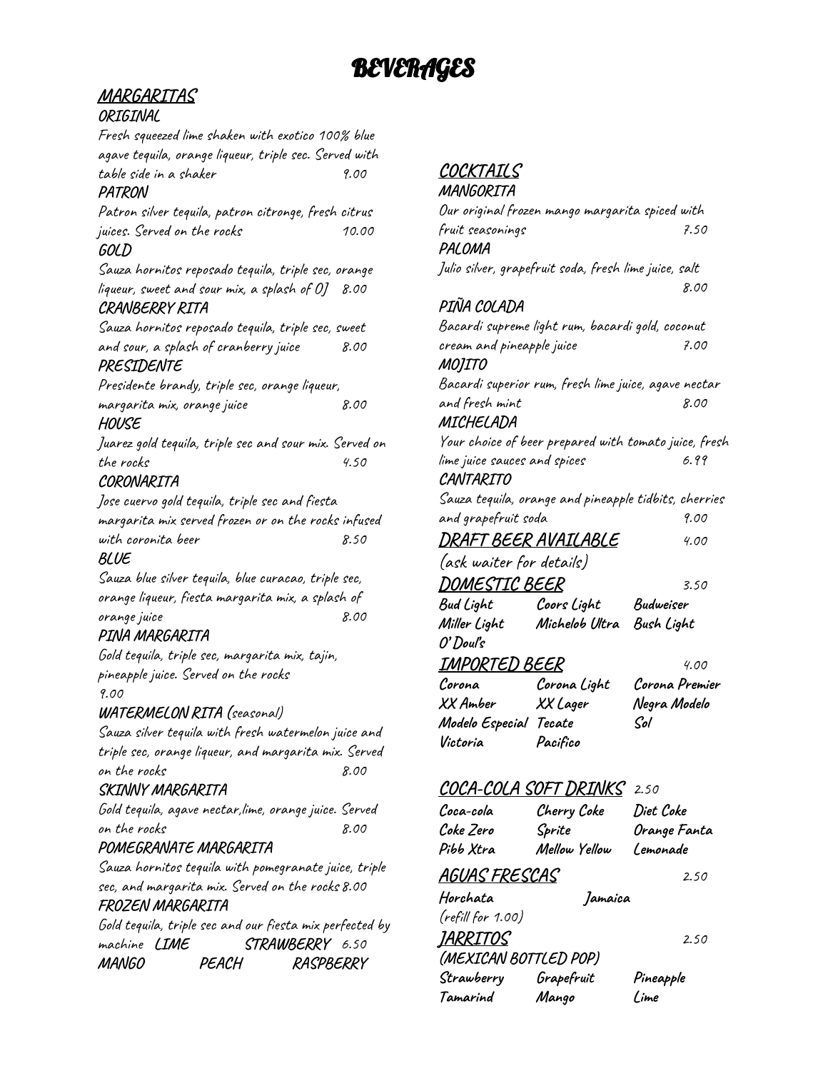# BEVERAGES

## MARGARITAS

### ORIGINAL

Fresh squeezed lime shaken with exotico 100% blue agave tequila, orange liqueur, triple sec. Served with table side in a shaker 9.00

### PATRON

Patron silver tequila, patron citronge, fresh citrus juices. Served on the rocks 10.00

### GOLD

Sauza hornitos reposado tequila, triple sec, orange liqueur, sweet and sour mix, a splash of OJ 8.00

### CRANBERRY RITA

Sauza hornitos reposado tequila, triple sec, sweet and sour, a splash of cranberry juice 8.00

### PRESIDENTE

Presidente brandy, triple sec, orange liqueur, margarita mix, orange juice 8.00

### HOUSE

Juarez gold tequila, triple sec and sour mix. Served on the rocks 4.50

### CORONARITA

Jose cuervo gold tequila, triple sec and fiesta margarita mix served frozen or on the rocks infused with coronita beer 8.50

### BLUE

Sauza blue silver tequila, blue curacao, triple sec, orange liqueur, fiesta margarita mix, a splash of orange juice 8.00

### PINA MARGARITA

Gold tequila, triple sec, margarita mix, tajin, pineapple juice. Served on the rocks 9.00

### WATERMELON RITA (seasonal)

Sauza silver tequila with fresh watermelon juice and triple sec, orange liqueur, and margarita mix. Served on the rocks 8.00

### SKINNY MARGARITA

Gold tequila, agave nectar,lime, orange juice. Served on the rocks 8.00

### POMEGRANATE MARGARITA

Sauza hornitos tequila with pomegranate juice, triple sec, and margarita mix. Served on the rocks 8.00

### FROZEN MARGARITA

Gold tequila, triple sec and our fiesta mix perfected by machine 6.50

**LIME** **STRAWBERRY** **MANGO** **PEACH** **RASPBERRY**

## COCKTAILS

### MANGORITA

Our original frozen mango margarita spiced with fruit seasonings 7.50

### PALOMA

Julio silver, grapefruit soda, fresh lime juice, salt 8.00

### PIÑA COLADA

Bacardi supreme light rum, bacardi gold, coconut cream and pineapple juice 7.00

### MOJITO

Bacardi superior rum, fresh lime juice, agave nectar and fresh mint 8.00

### MICHELADA

Your choice of beer prepared with tomato juice, fresh lime juice sauces and spices 6.99

### CANTARITO

Sauza tequila, orange and pineapple tidbits, cherries and grapefruit soda 9.00

## DRAFT BEER AVAILABLE 4.00

(ask waiter for details)

## DOMESTIC BEER 3.50

**Bud Light** **Coors Light** **Budweiser**
**Miller Light** **Michelob Ultra** **Bush Light**
**O'Doul's**

## IMPORTED BEER 4.00

**Corona** **Corona Light** **Corona Premier**
**XX Amber** **XX Lager** **Negra Modelo**
**Modelo Especial** **Tecate** **Sol**
**Victoria** **Pacifico**

## COCA-COLA SOFT DRINKS 2.50

**Coca-cola** **Cherry Coke** **Diet Coke**
**Coke Zero** **Sprite** **Orange Fanta**
**Pibb Xtra** **Mellow Yellow** **Lemonade**

## AGUAS FRESCAS 2.50

**Horchata** **Jamaica**

(refill for 1.00)

## JARRITOS 2.50

### (MEXICAN BOTTLED POP)

**Strawberry** **Grapefruit** **Pineapple**
**Tamarind** **Mango** **Lime**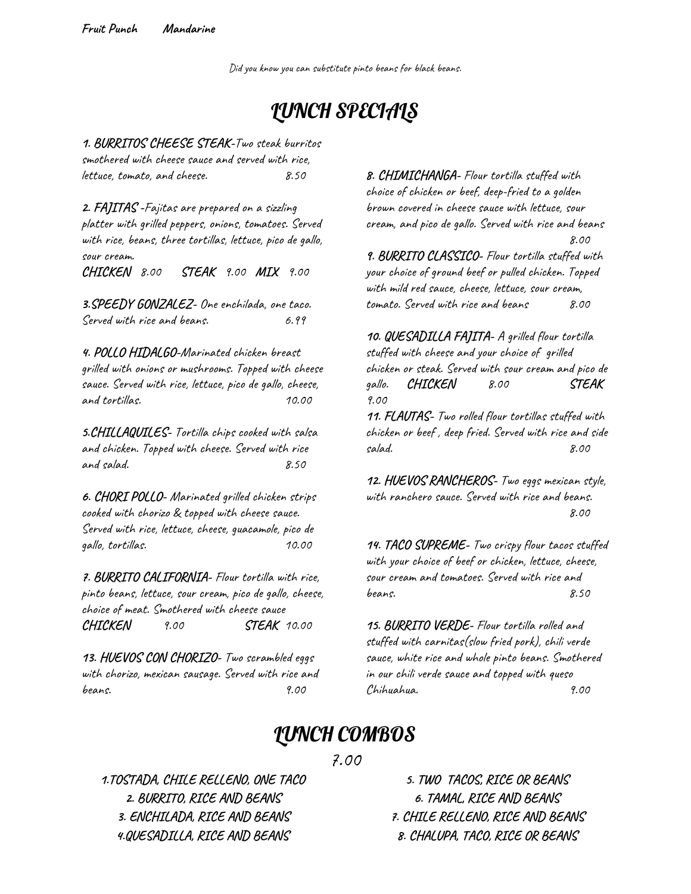**Fruit Punch** **Mandarine**

Did you know you can substitute pinto beans for black beans.

# LUNCH SPECIALS

**1. BURRITOS CHEESE STEAK**-Two steak burritos smothered with cheese sauce and served with rice, lettuce, tomato, and cheese. 8.50

**2. FAJITAS** -Fajitas are prepared on a sizzling platter with grilled peppers, onions, tomatoes. Served with rice, beans, three tortillas, lettuce, pico de gallo, sour cream.
**CHICKEN** 8.00 **STEAK** 9.00 **MIX** 9.00

**3.SPEEDY GONZALEZ**- One enchilada, one taco. Served with rice and beans. 6.99

**4. POLLO HIDALGO**-Marinated chicken breast grilled with onions or mushrooms. Topped with cheese sauce. Served with rice, lettuce, pico de gallo, cheese, and tortillas. 10.00

**5.CHILLAQUILES**- Tortilla chips cooked with salsa and chicken. Topped with cheese. Served with rice and salad. 8.50

**6. CHORI POLLO**- Marinated grilled chicken strips cooked with chorizo & topped with cheese sauce. Served with rice, lettuce, cheese, guacamole, pico de gallo, tortillas. 10.00

**7. BURRITO CALIFORNIA**- Flour tortilla with rice, pinto beans, lettuce, sour cream, pico de gallo, cheese, choice of meat. Smothered with cheese sauce
**CHICKEN** 9.00 **STEAK** 10.00

**13. HUEVOS CON CHORIZO**- Two scrambled eggs with chorizo, mexican sausage. Served with rice and beans. 9.00

**8. CHIMICHANGA**- Flour tortilla stuffed with choice of chicken or beef, deep-fried to a golden brown covered in cheese sauce with lettuce, sour cream, and pico de gallo. Served with rice and beans 8.00

**9. BURRITO CLASSICO**- Flour tortilla stuffed with your choice of ground beef or pulled chicken. Topped with mild red sauce, cheese, lettuce, sour cream, tomato. Served with rice and beans 8.00

**10. QUESADILLA FAJITA**- A grilled flour tortilla stuffed with cheese and your choice of grilled chicken or steak. Served with sour cream and pico de gallo. **CHICKEN** 8.00 **STEAK** 9.00

**11. FLAUTAS**- Two rolled flour tortillas stuffed with chicken or beef , deep fried. Served with rice and side salad. 8.00

**12. HUEVOS RANCHEROS**- Two eggs mexican style, with ranchero sauce. Served with rice and beans. 8.00

**14. TACO SUPREME**- Two crispy flour tacos stuffed with your choice of beef or chicken, lettuce, cheese, sour cream and tomatoes. Served with rice and beans. 8.50

**15. BURRITO VERDE**- Flour tortilla rolled and stuffed with carnitas(slow fried pork), chili verde sauce, white rice and whole pinto beans. Smothered in our chili verde sauce and topped with queso Chihuahua. 9.00

# LUNCH COMBOS

7.00

1.TOSTADA, CHILE RELLENO, ONE TACO
2. BURRITO, RICE AND BEANS
3. ENCHILADA, RICE AND BEANS
4.QUESADILLA, RICE AND BEANS
5. TWO TACOS, RICE OR BEANS
6. TAMAL, RICE AND BEANS
7. CHILE RELLENO, RICE AND BEANS
8. CHALUPA, TACO, RICE OR BEANS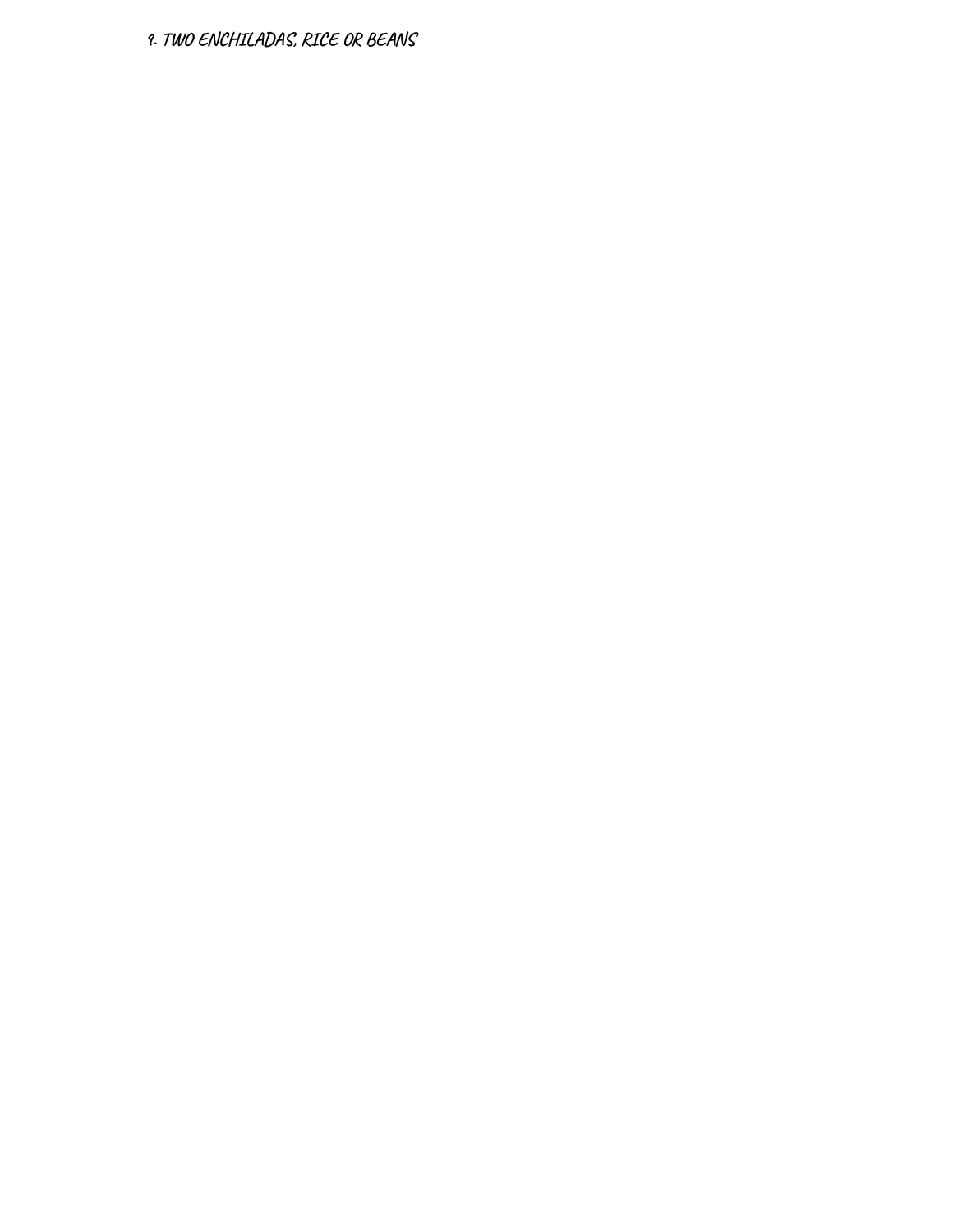9. TWO ENCHILADAS, RICE OR BEANS